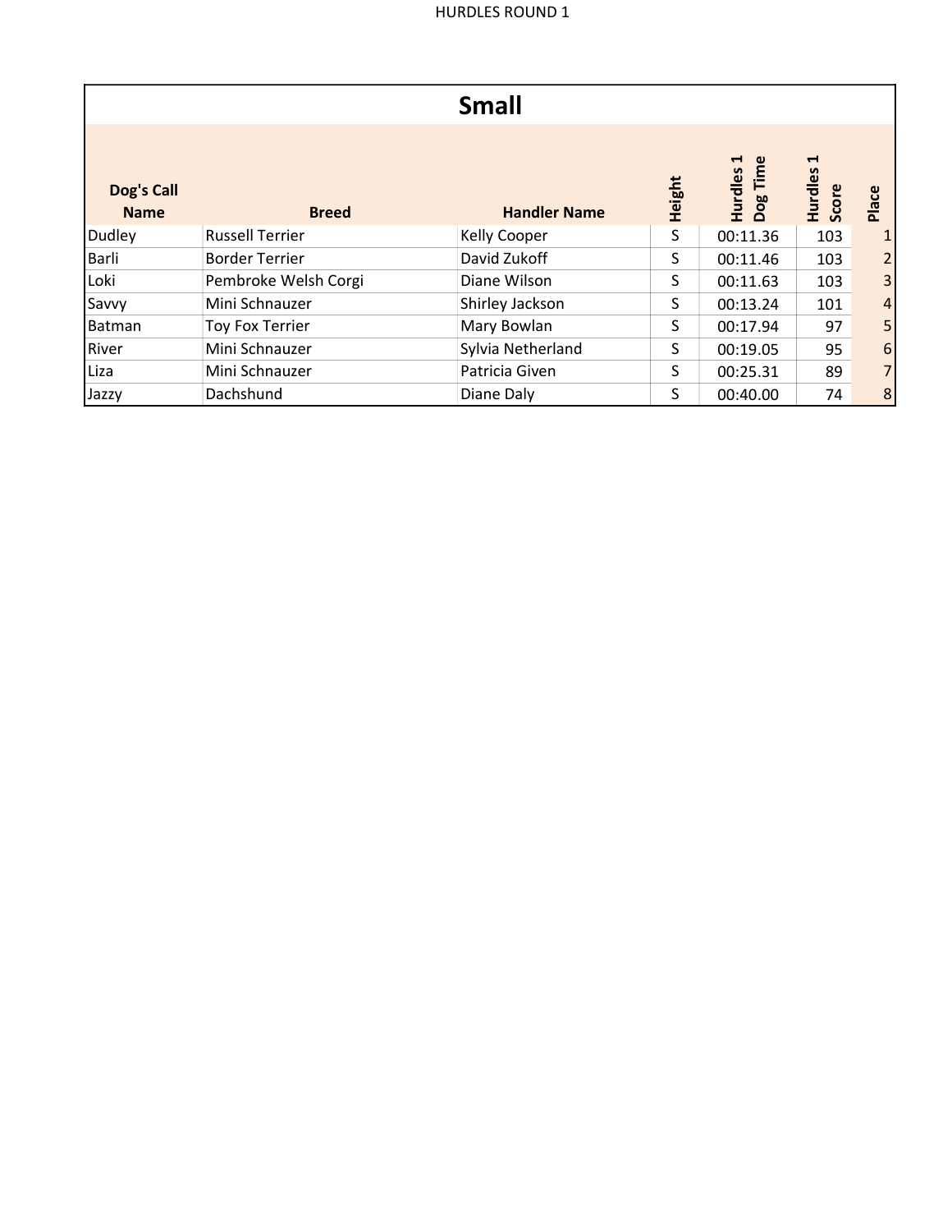HURDLES ROUND 1

## Small

| Dog's Call Name | Breed | Handler Name | Height | Hurdles 1 Dog Time | Hurdles 1 Score | Place |
|---|---|---|---|---|---|---|
| Dudley | Russell Terrier | Kelly Cooper | S | 00:11.36 | 103 | 1 |
| Barli | Border Terrier | David Zukoff | S | 00:11.46 | 103 | 2 |
| Loki | Pembroke Welsh Corgi | Diane Wilson | S | 00:11.63 | 103 | 3 |
| Savvy | Mini Schnauzer | Shirley Jackson | S | 00:13.24 | 101 | 4 |
| Batman | Toy Fox Terrier | Mary Bowlan | S | 00:17.94 | 97 | 5 |
| River | Mini Schnauzer | Sylvia Netherland | S | 00:19.05 | 95 | 6 |
| Liza | Mini Schnauzer | Patricia Given | S | 00:25.31 | 89 | 7 |
| Jazzy | Dachshund | Diane Daly | S | 00:40.00 | 74 | 8 |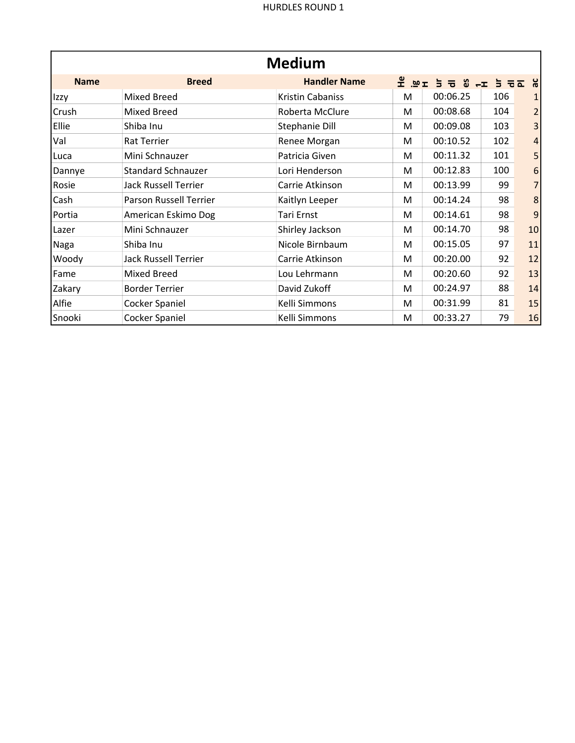## Medium

| Name | Breed | Handler Name | Height | Hurdles 1 | Hurdl | Plac |
|---|---|---|---|---|---|---|
| Izzy | Mixed Breed | Kristin Cabaniss | M | 00:06.25 | 106 | 1 |
| Crush | Mixed Breed | Roberta McClure | M | 00:08.68 | 104 | 2 |
| Ellie | Shiba Inu | Stephanie Dill | M | 00:09.08 | 103 | 3 |
| Val | Rat Terrier | Renee Morgan | M | 00:10.52 | 102 | 4 |
| Luca | Mini Schnauzer | Patricia Given | M | 00:11.32 | 101 | 5 |
| Dannye | Standard Schnauzer | Lori Henderson | M | 00:12.83 | 100 | 6 |
| Rosie | Jack Russell Terrier | Carrie Atkinson | M | 00:13.99 | 99 | 7 |
| Cash | Parson Russell Terrier | Kaitlyn Leeper | M | 00:14.24 | 98 | 8 |
| Portia | American Eskimo Dog | Tari Ernst | M | 00:14.61 | 98 | 9 |
| Lazer | Mini Schnauzer | Shirley Jackson | M | 00:14.70 | 98 | 10 |
| Naga | Shiba Inu | Nicole Birnbaum | M | 00:15.05 | 97 | 11 |
| Woody | Jack Russell Terrier | Carrie Atkinson | M | 00:20.00 | 92 | 12 |
| Fame | Mixed Breed | Lou Lehrmann | M | 00:20.60 | 92 | 13 |
| Zakary | Border Terrier | David Zukoff | M | 00:24.97 | 88 | 14 |
| Alfie | Cocker Spaniel | Kelli Simmons | M | 00:31.99 | 81 | 15 |
| Snooki | Cocker Spaniel | Kelli Simmons | M | 00:33.27 | 79 | 16 |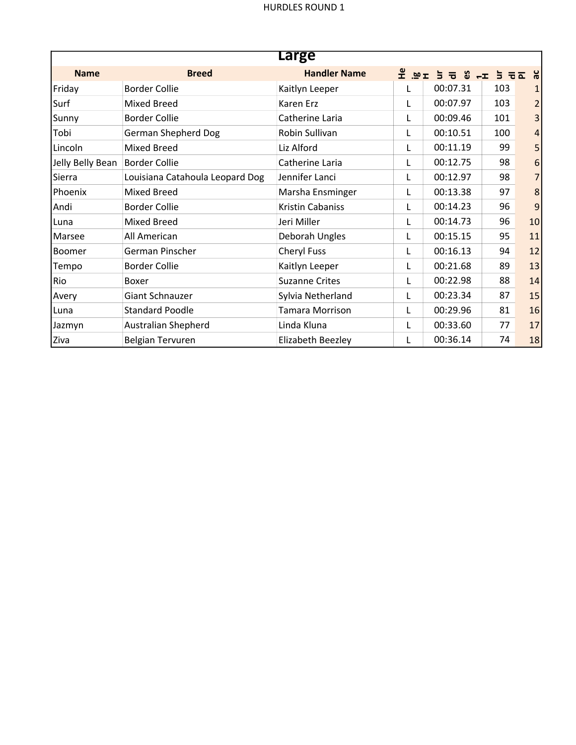# HURDLES ROUND 1

## Large

| Name | Breed | Handler Name | Height | Hurdles 1 | Hurdl | Plac |
|---|---|---|---|---|---|---|
| Friday | Border Collie | Kaitlyn Leeper | L | 00:07.31 | 103 | 1 |
| Surf | Mixed Breed | Karen Erz | L | 00:07.97 | 103 | 2 |
| Sunny | Border Collie | Catherine Laria | L | 00:09.46 | 101 | 3 |
| Tobi | German Shepherd Dog | Robin Sullivan | L | 00:10.51 | 100 | 4 |
| Lincoln | Mixed Breed | Liz Alford | L | 00:11.19 | 99 | 5 |
| Jelly Belly Bean | Border Collie | Catherine Laria | L | 00:12.75 | 98 | 6 |
| Sierra | Louisiana Catahoula Leopard Dog | Jennifer Lanci | L | 00:12.97 | 98 | 7 |
| Phoenix | Mixed Breed | Marsha Ensminger | L | 00:13.38 | 97 | 8 |
| Andi | Border Collie | Kristin Cabaniss | L | 00:14.23 | 96 | 9 |
| Luna | Mixed Breed | Jeri Miller | L | 00:14.73 | 96 | 10 |
| Marsee | All American | Deborah Ungles | L | 00:15.15 | 95 | 11 |
| Boomer | German Pinscher | Cheryl Fuss | L | 00:16.13 | 94 | 12 |
| Tempo | Border Collie | Kaitlyn Leeper | L | 00:21.68 | 89 | 13 |
| Rio | Boxer | Suzanne Crites | L | 00:22.98 | 88 | 14 |
| Avery | Giant Schnauzer | Sylvia Netherland | L | 00:23.34 | 87 | 15 |
| Luna | Standard Poodle | Tamara Morrison | L | 00:29.96 | 81 | 16 |
| Jazmyn | Australian Shepherd | Linda Kluna | L | 00:33.60 | 77 | 17 |
| Ziva | Belgian Tervuren | Elizabeth Beezley | L | 00:36.14 | 74 | 18 |